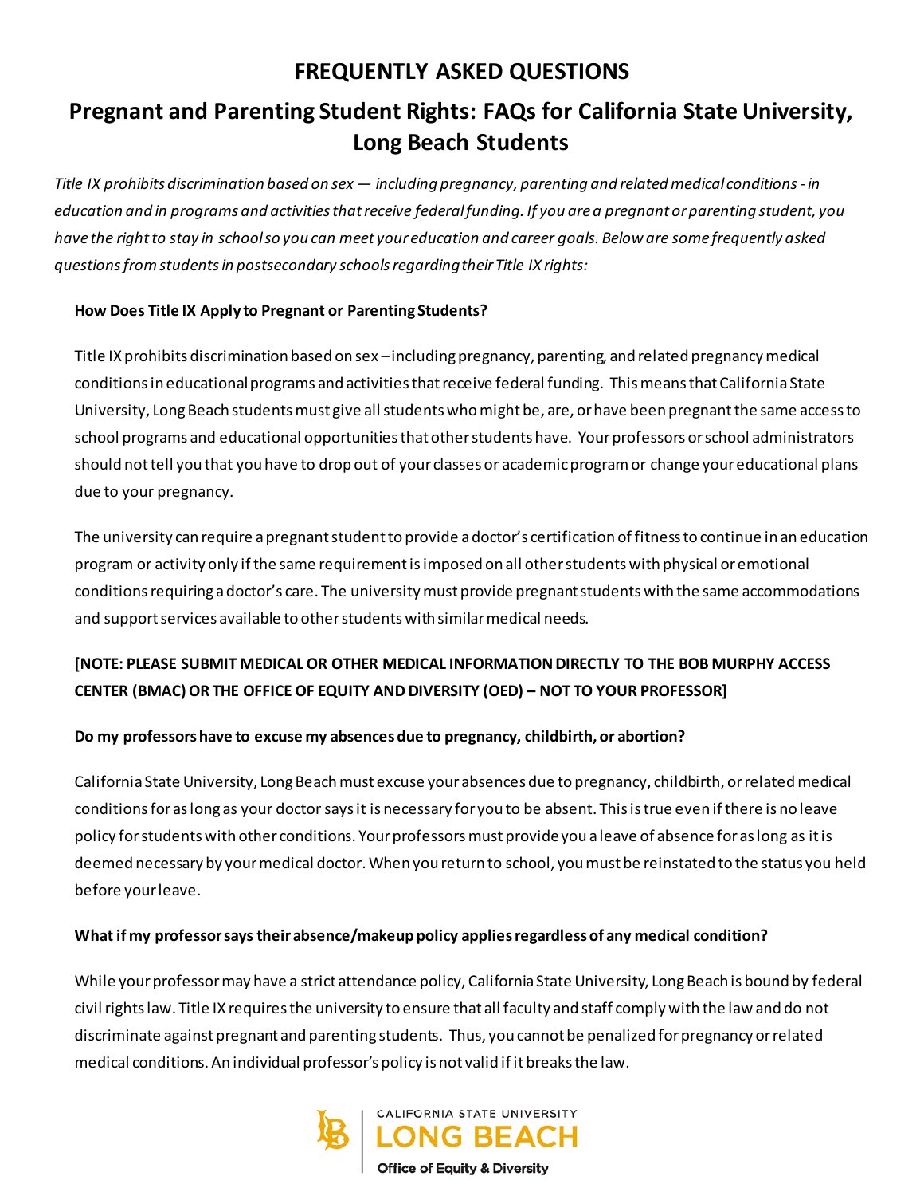# FREQUENTLY ASKED QUESTIONS

## Pregnant and Parenting Student Rights: FAQs for California State University, Long Beach Students

*Title IX prohibits discrimination based on sex — including pregnancy, parenting and related medical conditions - in education and in programs and activities that receive federal funding. If you are a pregnant or parenting student, you have the right to stay in school so you can meet your education and career goals. Below are some frequently asked questions from students in postsecondary schools regarding their Title IX rights:*

### How Does Title IX Apply to Pregnant or Parenting Students?

Title IX prohibits discrimination based on sex – including pregnancy, parenting, and related pregnancy medical conditions in educational programs and activities that receive federal funding. This means that California State University, Long Beach students must give all students who might be, are, or have been pregnant the same access to school programs and educational opportunities that other students have. Your professors or school administrators should not tell you that you have to drop out of your classes or academic program or change your educational plans due to your pregnancy.

The university can require a pregnant student to provide a doctor's certification of fitness to continue in an education program or activity only if the same requirement is imposed on all other students with physical or emotional conditions requiring a doctor's care. The university must provide pregnant students with the same accommodations and support services available to other students with similar medical needs.

**[NOTE: PLEASE SUBMIT MEDICAL OR OTHER MEDICAL INFORMATION DIRECTLY TO THE BOB MURPHY ACCESS CENTER (BMAC) OR THE OFFICE OF EQUITY AND DIVERSITY (OED) – NOT TO YOUR PROFESSOR]**

### Do my professors have to excuse my absences due to pregnancy, childbirth, or abortion?

California State University, Long Beach must excuse your absences due to pregnancy, childbirth, or related medical conditions for as long as your doctor says it is necessary for you to be absent. This is true even if there is no leave policy for students with other conditions. Your professors must provide you a leave of absence for as long as it is deemed necessary by your medical doctor. When you return to school, you must be reinstated to the status you held before your leave.

### What if my professor says their absence/makeup policy applies regardless of any medical condition?

While your professor may have a strict attendance policy, California State University, Long Beach is bound by federal civil rights law. Title IX requires the university to ensure that all faculty and staff comply with the law and do not discriminate against pregnant and parenting students. Thus, you cannot be penalized for pregnancy or related medical conditions. An individual professor's policy is not valid if it breaks the law.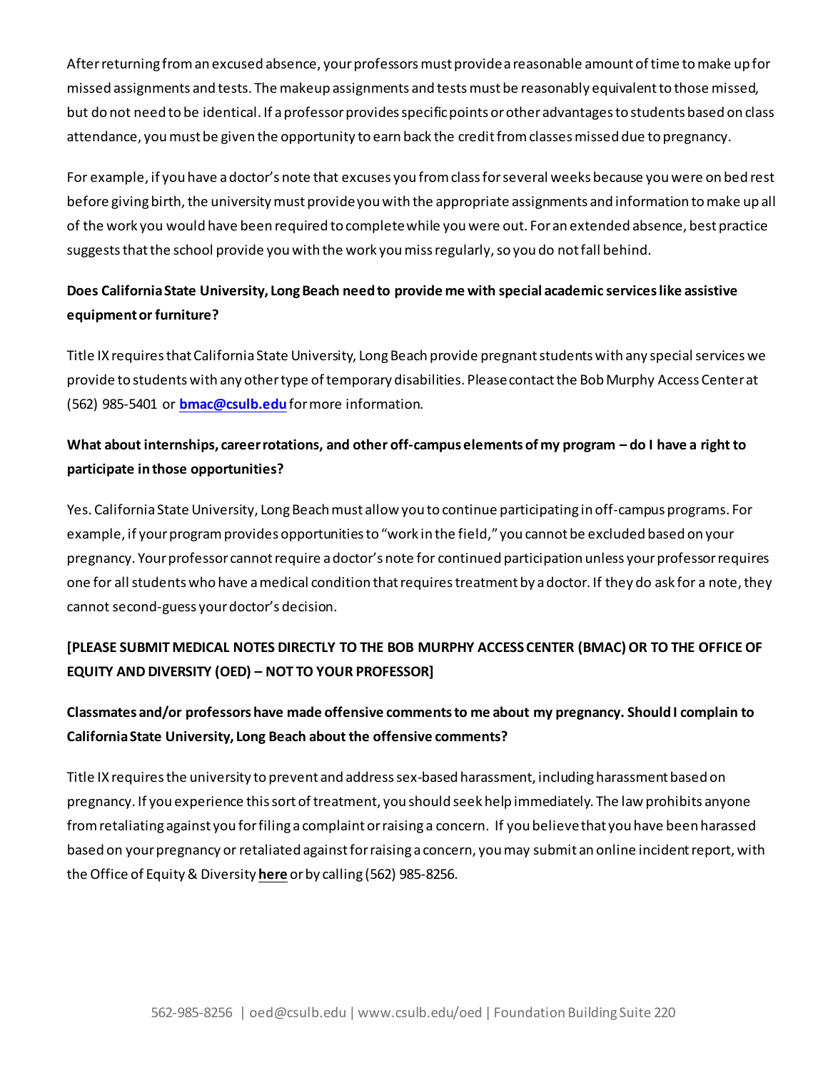After returning from an excused absence, your professors must provide a reasonable amount of time to make up for missed assignments and tests. The makeup assignments and tests must be reasonably equivalent to those missed, but do not need to be identical. If a professor provides specific points or other advantages to students based on class attendance, you must be given the opportunity to earn back the credit from classes missed due to pregnancy.

For example, if you have a doctor's note that excuses you from class for several weeks because you were on bed rest before giving birth, the university must provide you with the appropriate assignments and information to make up all of the work you would have been required to complete while you were out. For an extended absence, best practice suggests that the school provide you with the work you miss regularly, so you do not fall behind.

**Does California State University, Long Beach need to provide me with special academic services like assistive equipment or furniture?**

Title IX requires that California State University, Long Beach provide pregnant students with any special services we provide to students with any other type of temporary disabilities. Please contact the Bob Murphy Access Center at (562) 985-5401 or **bmac@csulb.edu** for more information.

**What about internships, career rotations, and other off-campus elements of my program – do I have a right to participate in those opportunities?**

Yes. California State University, Long Beach must allow you to continue participating in off-campus programs. For example, if your program provides opportunities to "work in the field," you cannot be excluded based on your pregnancy. Your professor cannot require a doctor's note for continued participation unless your professor requires one for all students who have a medical condition that requires treatment by a doctor. If they do ask for a note, they cannot second-guess your doctor's decision.

**[PLEASE SUBMIT MEDICAL NOTES DIRECTLY TO THE BOB MURPHY ACCESS CENTER (BMAC) OR TO THE OFFICE OF EQUITY AND DIVERSITY (OED) – NOT TO YOUR PROFESSOR]**

**Classmates and/or professors have made offensive comments to me about my pregnancy. Should I complain to California State University, Long Beach about the offensive comments?**

Title IX requires the university to prevent and address sex-based harassment, including harassment based on pregnancy. If you experience this sort of treatment, you should seek help immediately. The law prohibits anyone from retaliating against you for filing a complaint or raising a concern. If you believe that you have been harassed based on your pregnancy or retaliated against for raising a concern, you may submit an online incident report, with the Office of Equity & Diversity **here** or by calling (562) 985-8256.

562-985-8256 | oed@csulb.edu | www.csulb.edu/oed | Foundation Building Suite 220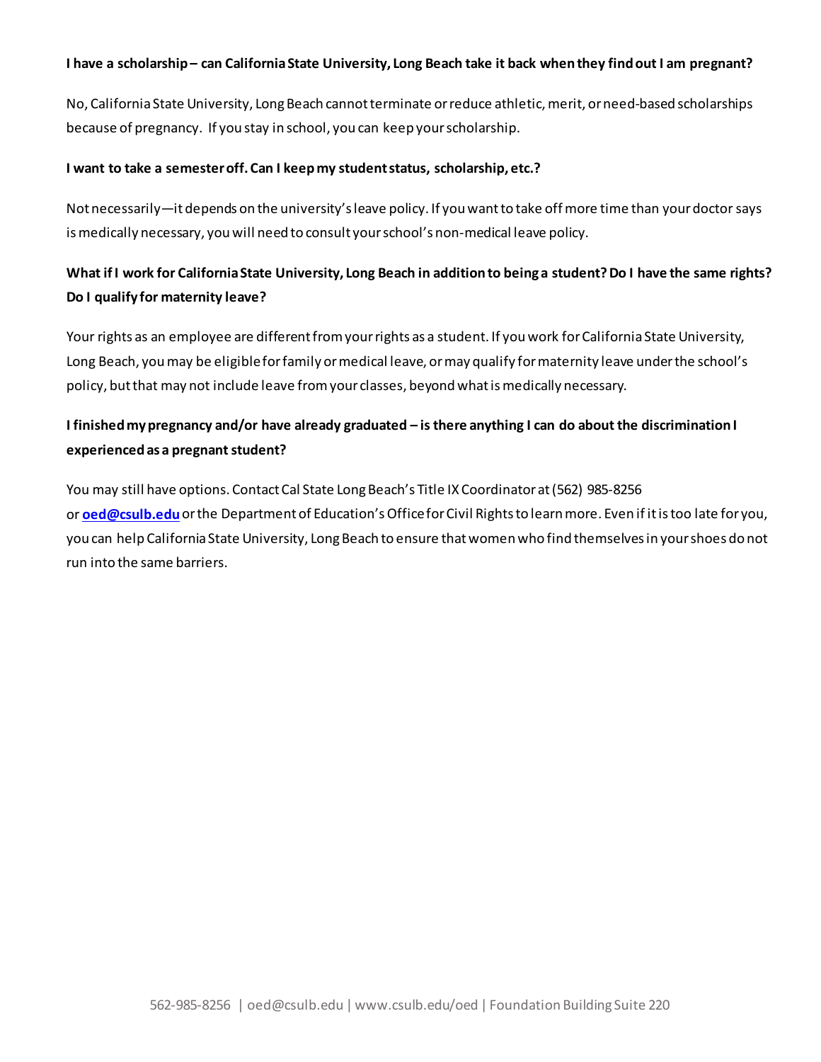**I have a scholarship – can California State University, Long Beach take it back when they find out I am pregnant?**

No, California State University, Long Beach cannot terminate or reduce athletic, merit, or need-based scholarships because of pregnancy. If you stay in school, you can keep your scholarship.

**I want to take a semester off. Can I keep my student status, scholarship, etc.?**

Not necessarily—it depends on the university's leave policy. If you want to take off more time than your doctor says is medically necessary, you will need to consult your school's non-medical leave policy.

**What if I work for California State University, Long Beach in addition to being a student? Do I have the same rights? Do I qualify for maternity leave?**

Your rights as an employee are different from your rights as a student. If you work for California State University, Long Beach, you may be eligible for family or medical leave, or may qualify for maternity leave under the school's policy, but that may not include leave from your classes, beyond what is medically necessary.

**I finished my pregnancy and/or have already graduated – is there anything I can do about the discrimination I experienced as a pregnant student?**

You may still have options. Contact Cal State Long Beach's Title IX Coordinator at (562) 985-8256 or **oed@csulb.edu** or the Department of Education's Office for Civil Rights to learn more. Even if it is too late for you, you can help California State University, Long Beach to ensure that women who find themselves in your shoes do not run into the same barriers.